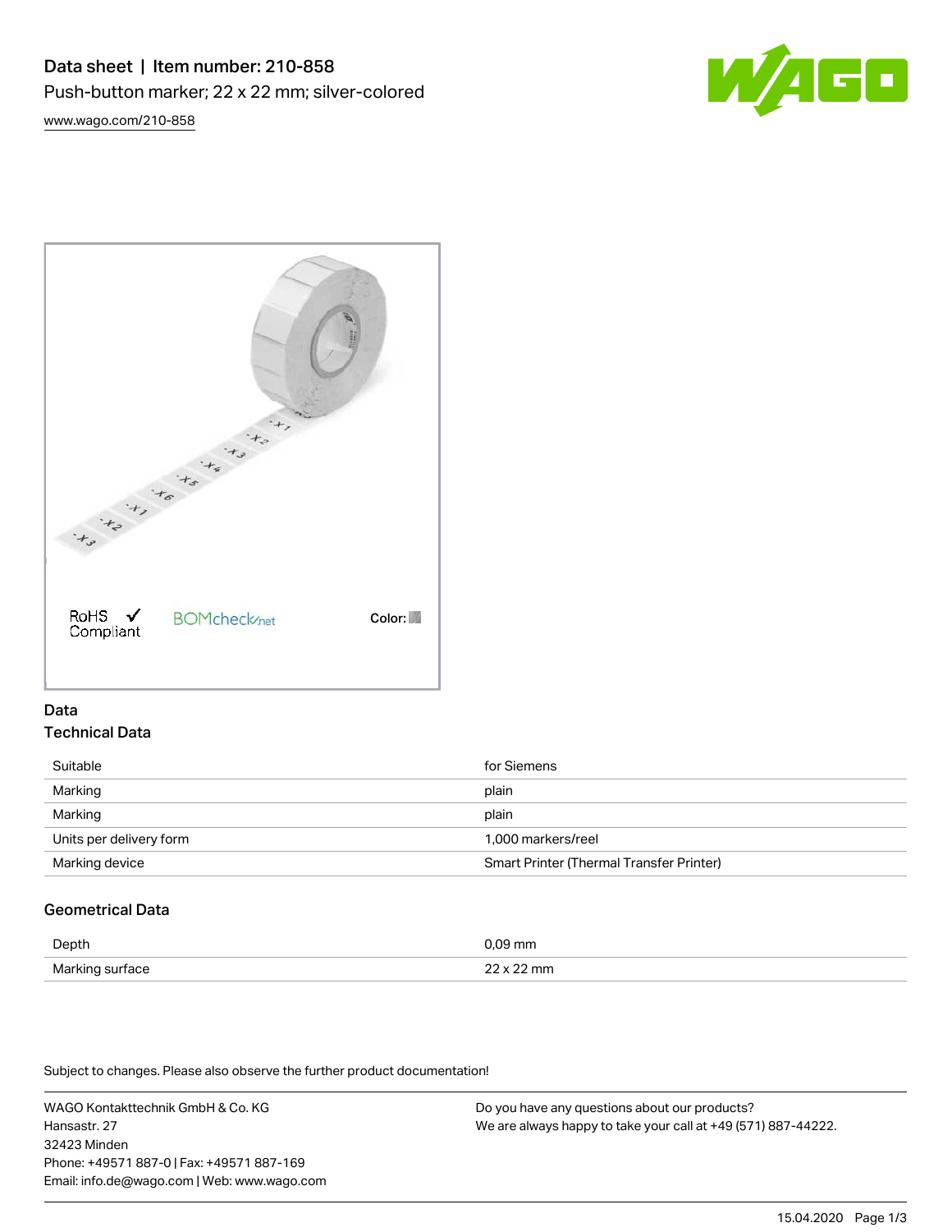# Data sheet | Item number: 210-858

Push-button marker; 22 x 22 mm; silver-colored

www.wago.com/210-858

RoHS Compliant

Color:

## Data

### Technical Data

| | |
|---|---|
| Suitable | for Siemens |
| Marking | plain |
| Marking | plain |
| Units per delivery form | 1,000 markers/reel |
| Marking device | Smart Printer (Thermal Transfer Printer) |

### Geometrical Data

| | |
|---|---|
| Depth | 0,09 mm |
| Marking surface | 22 x 22 mm |

Subject to changes. Please also observe the further product documentation!

WAGO Kontakttechnik GmbH & Co. KG
Hansastr. 27
32423 Minden
Phone: +49571 887-0 | Fax: +49571 887-169
Email: info.de@wago.com | Web: www.wago.com

Do you have any questions about our products?
We are always happy to take your call at +49 (571) 887-44222.

15.04.2020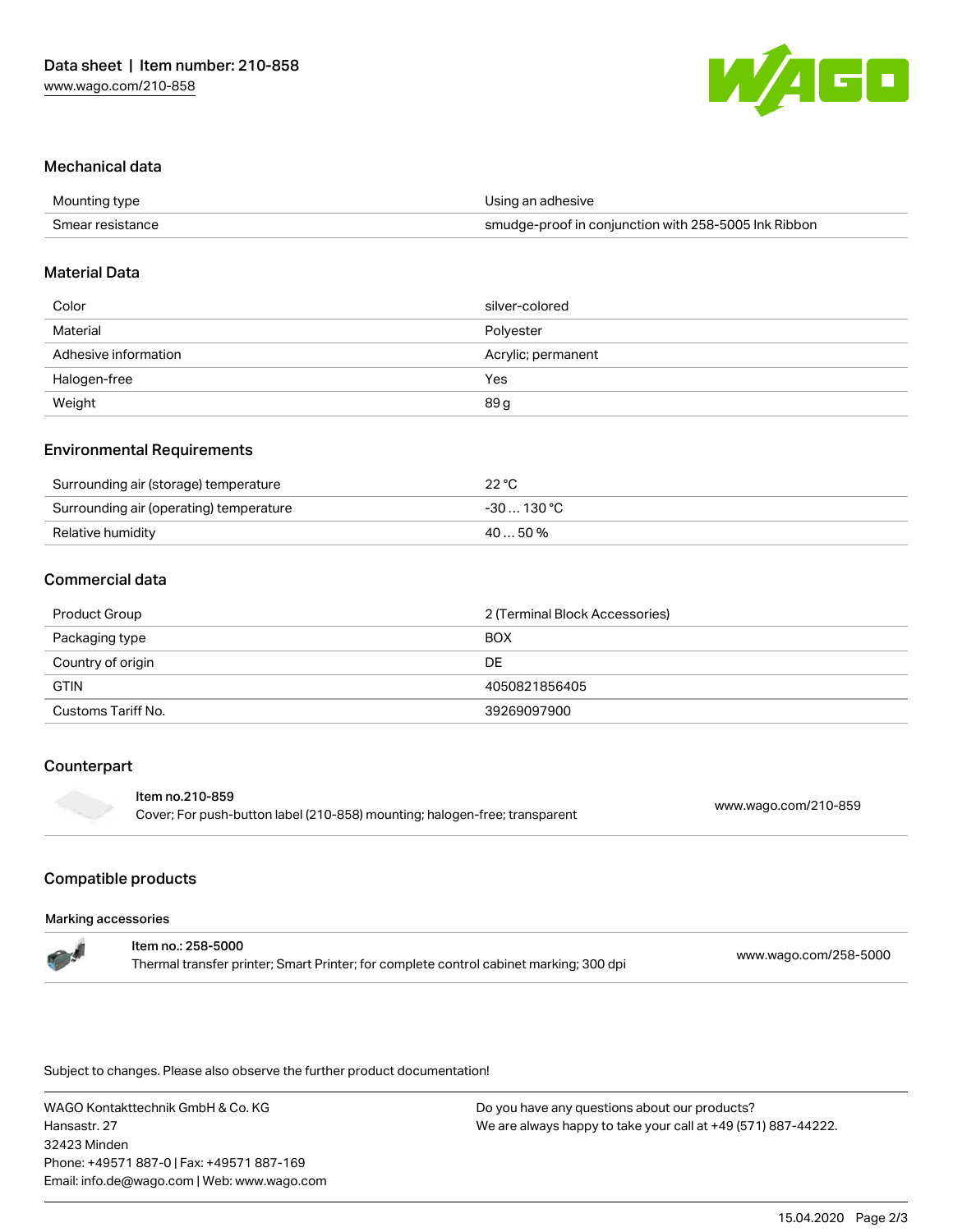## Mechanical data

| | |
|---|---|
| Mounting type | Using an adhesive |
| Smear resistance | smudge-proof in conjunction with 258-5005 Ink Ribbon |

## Material Data

| | |
|---|---|
| Color | silver-colored |
| Material | Polyester |
| Adhesive information | Acrylic; permanent |
| Halogen-free | Yes |
| Weight | 89 g |

## Environmental Requirements

| | |
|---|---|
| Surrounding air (storage) temperature | 22 °C |
| Surrounding air (operating) temperature | -30 … 130 °C |
| Relative humidity | 40 … 50 % |

## Commercial data

| | |
|---|---|
| Product Group | 2 (Terminal Block Accessories) |
| Packaging type | BOX |
| Country of origin | DE |
| GTIN | 4050821856405 |
| Customs Tariff No. | 39269097900 |

## Counterpart

| | |
|---|---|
| **Item no.210-859**<br>Cover; For push-button label (210-858) mounting; halogen-free; transparent | www.wago.com/210-859 |

## Compatible products

**Marking accessories**

| | |
|---|---|
| **Item no.: 258-5000**<br>Thermal transfer printer; Smart Printer; for complete control cabinet marking; 300 dpi | www.wago.com/258-5000 |

Subject to changes. Please also observe the further product documentation!

WAGO Kontakttechnik GmbH & Co. KG
Hansastr. 27
32423 Minden
Phone: +49571 887-0 | Fax: +49571 887-169
Email: info.de@wago.com | Web: www.wago.com

Do you have any questions about our products?
We are always happy to take your call at +49 (571) 887-44222.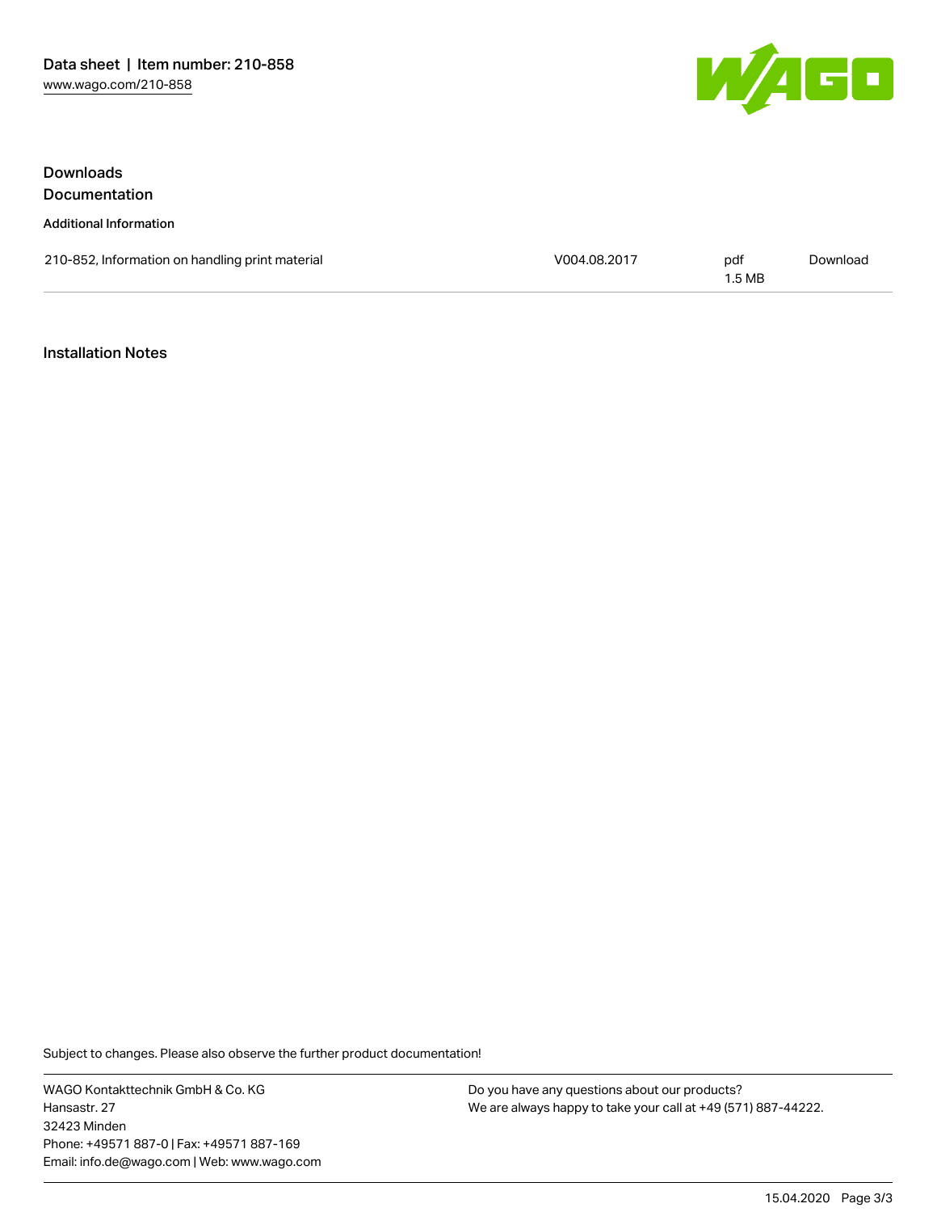## Downloads
## Documentation

### Additional Information

| | | | |
|---|---|---|---|
| 210-852, Information on handling print material | V004.08.2017 | pdf<br>1.5 MB | Download |

## Installation Notes

Subject to changes. Please also observe the further product documentation!

WAGO Kontakttechnik GmbH & Co. KG
Hansastr. 27
32423 Minden
Phone: +49571 887-0 | Fax: +49571 887-169
Email: info.de@wago.com | Web: www.wago.com

Do you have any questions about our products?
We are always happy to take your call at +49 (571) 887-44222.